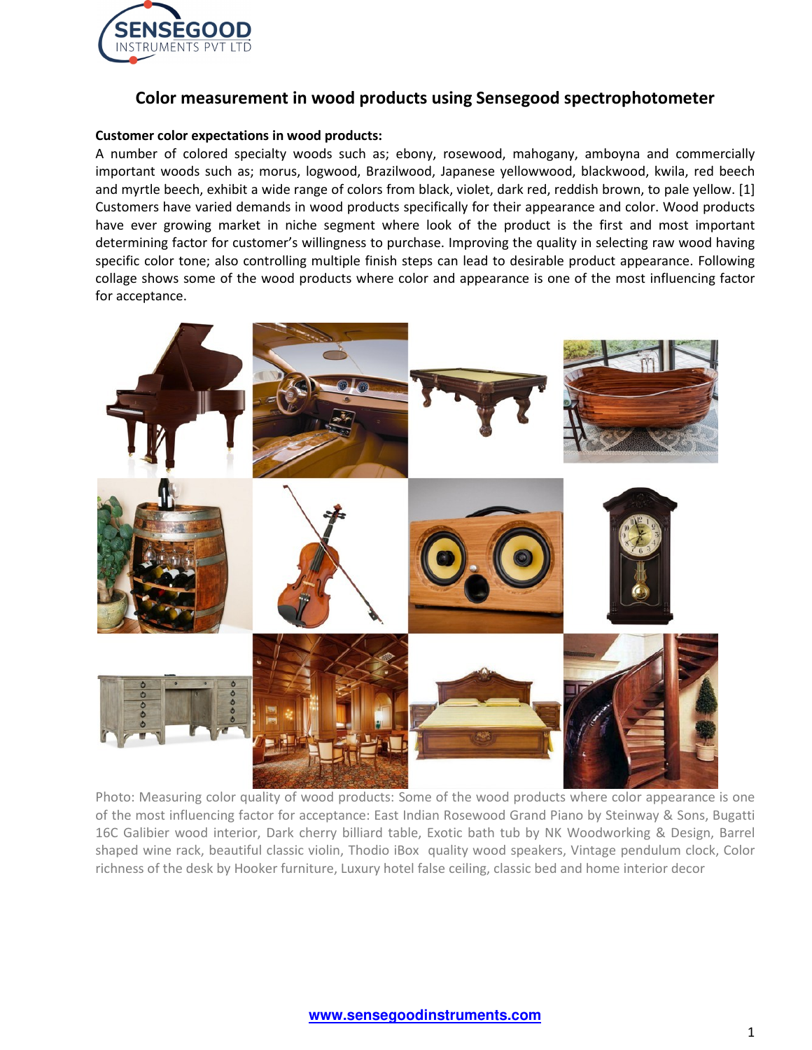# Color measurement in wood products using Sensegood spectrophotometer

**Customer color expectations in wood products:**

A number of colored specialty woods such as; ebony, rosewood, mahogany, amboyna and commercially important woods such as; morus, logwood, Brazilwood, Japanese yellowwood, blackwood, kwila, red beech and myrtle beech, exhibit a wide range of colors from black, violet, dark red, reddish brown, to pale yellow. [1] Customers have varied demands in wood products specifically for their appearance and color. Wood products have ever growing market in niche segment where look of the product is the first and most important determining factor for customer's willingness to purchase. Improving the quality in selecting raw wood having specific color tone; also controlling multiple finish steps can lead to desirable product appearance. Following collage shows some of the wood products where color and appearance is one of the most influencing factor for acceptance.

Photo: Measuring color quality of wood products: Some of the wood products where color appearance is one of the most influencing factor for acceptance: East Indian Rosewood Grand Piano by Steinway & Sons, Bugatti 16C Galibier wood interior, Dark cherry billiard table, Exotic bath tub by NK Woodworking & Design, Barrel shaped wine rack, beautiful classic violin, Thodio iBox quality wood speakers, Vintage pendulum clock, Color richness of the desk by Hooker furniture, Luxury hotel false ceiling, classic bed and home interior decor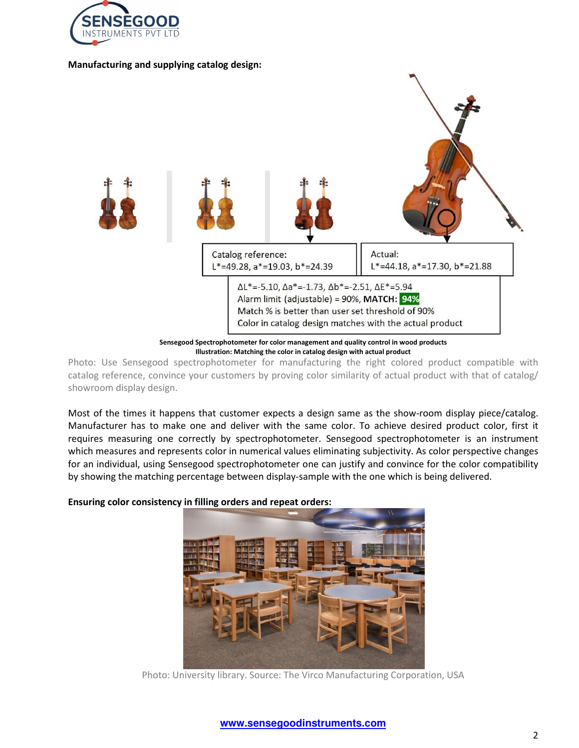**Manufacturing and supplying catalog design:**

Catalog reference:
L*=49.28, a*=19.03, b*=24.39

Actual:
L*=44.18, a*=17.30, b*=21.88

ΔL*=-5.10, Δa*=-1.73, Δb*=-2.51, ΔE*=5.94
Alarm limit (adjustable) = 90%, **MATCH: 94%**
Match % is better than user set threshold of 90%
Color in catalog design matches with the actual product

**Sensegood Spectrophotometer for color management and quality control in wood products**
**Illustration: Matching the color in catalog design with actual product**

Photo: Use Sensegood spectrophotometer for manufacturing the right colored product compatible with catalog reference, convince your customers by proving color similarity of actual product with that of catalog/ showroom display design.

Most of the times it happens that customer expects a design same as the show-room display piece/catalog. Manufacturer has to make one and deliver with the same color. To achieve desired product color, first it requires measuring one correctly by spectrophotometer. Sensegood spectrophotometer is an instrument which measures and represents color in numerical values eliminating subjectivity. As color perspective changes for an individual, using Sensegood spectrophotometer one can justify and convince for the color compatibility by showing the matching percentage between display-sample with the one which is being delivered.

**Ensuring color consistency in filling orders and repeat orders:**

Photo: University library. Source: The Virco Manufacturing Corporation, USA

www.sensegoodinstruments.com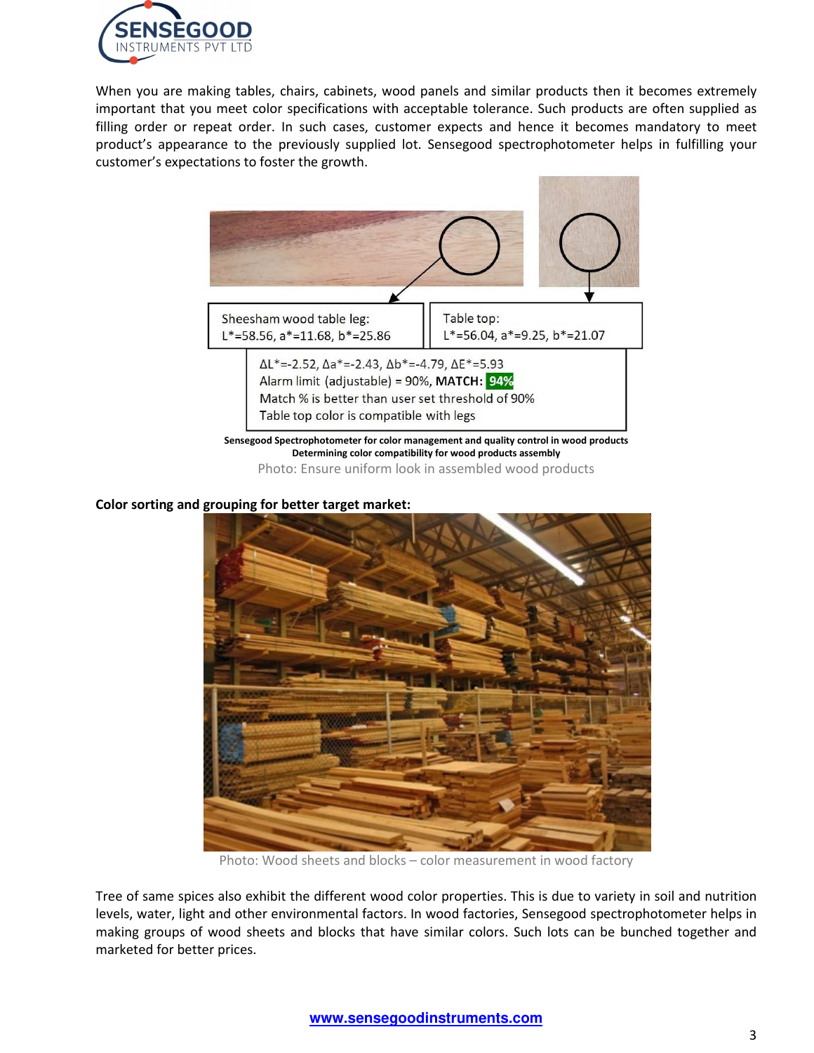When you are making tables, chairs, cabinets, wood panels and similar products then it becomes extremely important that you meet color specifications with acceptable tolerance. Such products are often supplied as filling order or repeat order. In such cases, customer expects and hence it becomes mandatory to meet product's appearance to the previously supplied lot. Sensegood spectrophotometer helps in fulfilling your customer's expectations to foster the growth.

Sheesham wood table leg:
L*=58.56, a*=11.68, b*=25.86

Table top:
L*=56.04, a*=9.25, b*=21.07

ΔL*=-2.52, Δa*=-2.43, Δb*=-4.79, ΔE*=5.93
Alarm limit (adjustable) = 90%, **MATCH: 94%**
Match % is better than user set threshold of 90%
Table top color is compatible with legs

**Sensegood Spectrophotometer for color management and quality control in wood products**
**Determining color compatibility for wood products assembly**

Photo: Ensure uniform look in assembled wood products

**Color sorting and grouping for better target market:**

Photo: Wood sheets and blocks – color measurement in wood factory

Tree of same spices also exhibit the different wood color properties. This is due to variety in soil and nutrition levels, water, light and other environmental factors. In wood factories, Sensegood spectrophotometer helps in making groups of wood sheets and blocks that have similar colors. Such lots can be bunched together and marketed for better prices.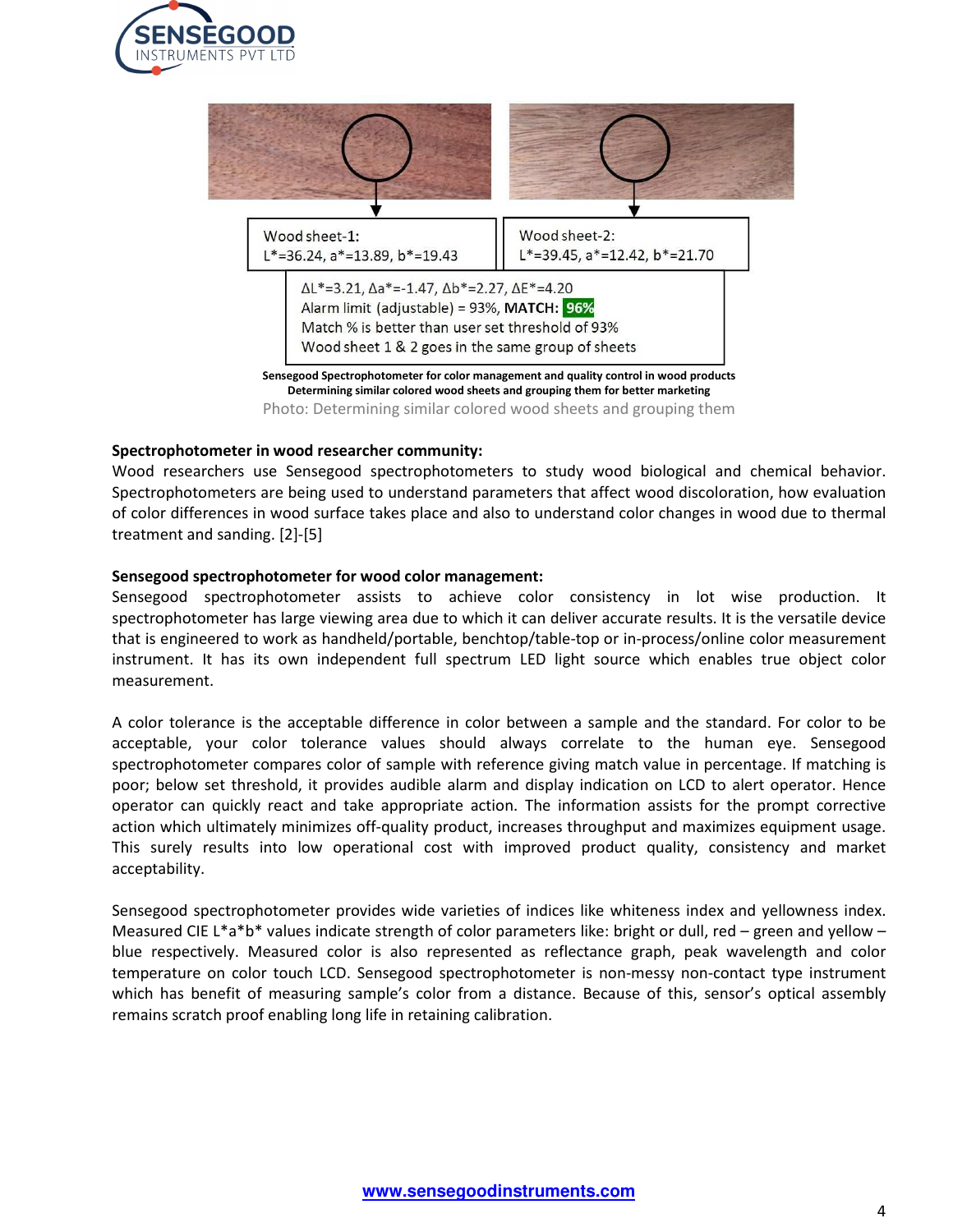Wood sheet-1:
L*=36.24, a*=13.89, b*=19.43

Wood sheet-2:
L*=39.45, a*=12.42, b*=21.70

ΔL*=3.21, Δa*=-1.47, Δb*=2.27, ΔE*=4.20
Alarm limit (adjustable) = 93%, **MATCH: 96%**
Match % is better than user set threshold of 93%
Wood sheet 1 & 2 goes in the same group of sheets

**Sensegood Spectrophotometer for color management and quality control in wood products**
**Determining similar colored wood sheets and grouping them for better marketing**

Photo: Determining similar colored wood sheets and grouping them

**Spectrophotometer in wood researcher community:**
Wood researchers use Sensegood spectrophotometers to study wood biological and chemical behavior. Spectrophotometers are being used to understand parameters that affect wood discoloration, how evaluation of color differences in wood surface takes place and also to understand color changes in wood due to thermal treatment and sanding. [2]-[5]

**Sensegood spectrophotometer for wood color management:**
Sensegood spectrophotometer assists to achieve color consistency in lot wise production. It spectrophotometer has large viewing area due to which it can deliver accurate results. It is the versatile device that is engineered to work as handheld/portable, benchtop/table-top or in-process/online color measurement instrument. It has its own independent full spectrum LED light source which enables true object color measurement.

A color tolerance is the acceptable difference in color between a sample and the standard. For color to be acceptable, your color tolerance values should always correlate to the human eye. Sensegood spectrophotometer compares color of sample with reference giving match value in percentage. If matching is poor; below set threshold, it provides audible alarm and display indication on LCD to alert operator. Hence operator can quickly react and take appropriate action. The information assists for the prompt corrective action which ultimately minimizes off-quality product, increases throughput and maximizes equipment usage. This surely results into low operational cost with improved product quality, consistency and market acceptability.

Sensegood spectrophotometer provides wide varieties of indices like whiteness index and yellowness index. Measured CIE L*a*b* values indicate strength of color parameters like: bright or dull, red – green and yellow – blue respectively. Measured color is also represented as reflectance graph, peak wavelength and color temperature on color touch LCD. Sensegood spectrophotometer is non-messy non-contact type instrument which has benefit of measuring sample's color from a distance. Because of this, sensor's optical assembly remains scratch proof enabling long life in retaining calibration.

www.sensegoodinstruments.com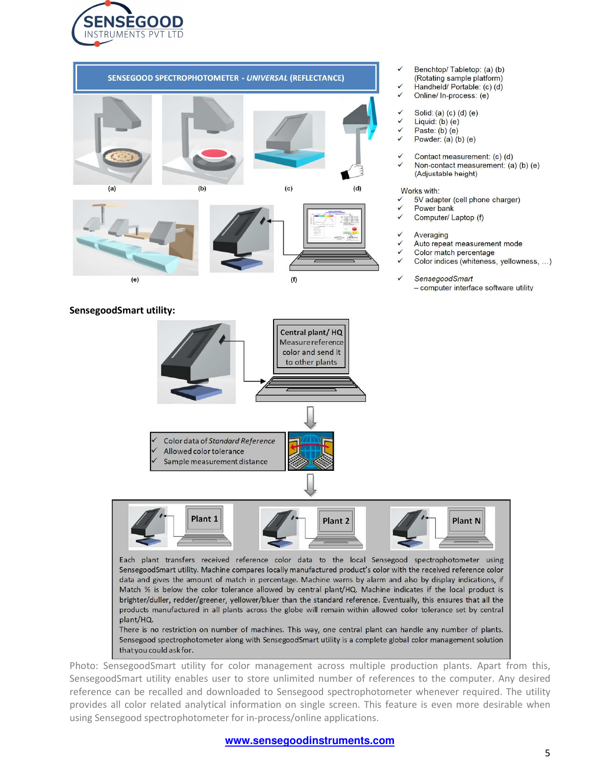## SENSEGOOD SPECTROPHOTOMETER - *UNIVERSAL* (REFLECTANCE)

(a) (b) (c) (d)

(e) (f)

- ✓ Benchtop/ Tabletop: (a) (b) (Rotating sample platform)
- ✓ Handheld/ Portable: (c) (d)
- ✓ Online/ In-process: (e)

- ✓ Solid: (a) (c) (d) (e)
- ✓ Liquid: (b) (e)
- ✓ Paste: (b) (e)
- ✓ Powder: (a) (b) (e)

- ✓ Contact measurement: (c) (d)
- ✓ Non-contact measurement: (a) (b) (e) (Adjustable height)

Works with:

- ✓ 5V adapter (cell phone charger)
- ✓ Power bank
- ✓ Computer/ Laptop (f)

- ✓ Averaging
- ✓ Auto repeat measurement mode
- ✓ Color match percentage
- ✓ Color indices (whiteness, yellowness, …)

- ✓ *SensegoodSmart* – computer interface software utility

**SensegoodSmart utility:**

**Central plant/ HQ** Measure reference color and send it to other plants

- ✓ Color data of *Standard Reference*
- ✓ Allowed color tolerance
- ✓ Sample measurement distance

Plant 1 | Plant 2 | Plant N

Each plant transfers received reference color data to the local Sensegood spectrophotometer using SensegoodSmart utility. Machine compares locally manufactured product's color with the received reference color data and gives the amount of match in percentage. Machine warns by alarm and also by display indications, if Match % is below the color tolerance allowed by central plant/HQ. Machine indicates if the local product is brighter/duller, redder/greener, yellower/bluer than the standard reference. Eventually, this ensures that all the products manufactured in all plants across the globe will remain within allowed color tolerance set by central plant/HQ.

There is no restriction on number of machines. This way, one central plant can handle any number of plants. Sensegood spectrophotometer along with SensegoodSmart utility is a complete global color management solution that you could ask for.

Photo: SensegoodSmart utility for color management across multiple production plants. Apart from this, SensegoodSmart utility enables user to store unlimited number of references to the computer. Any desired reference can be recalled and downloaded to Sensegood spectrophotometer whenever required. The utility provides all color related analytical information on single screen. This feature is even more desirable when using Sensegood spectrophotometer for in-process/online applications.

www.sensegoodinstruments.com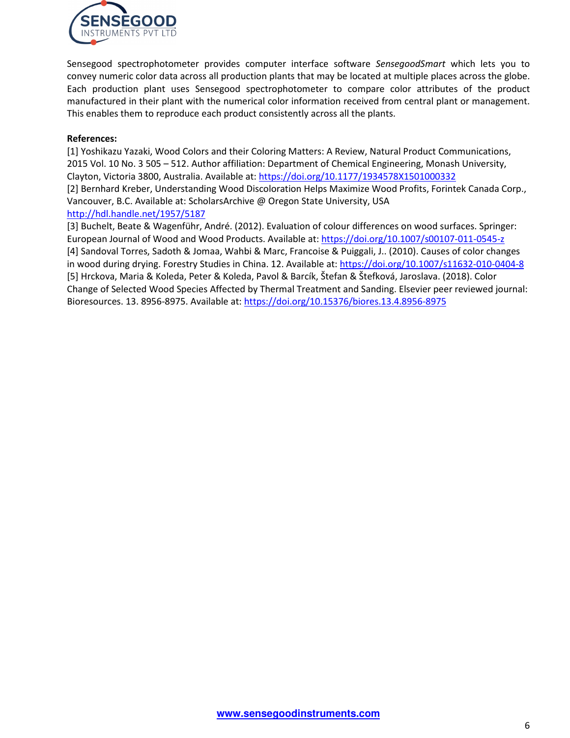Sensegood spectrophotometer provides computer interface software *SensegoodSmart* which lets you to convey numeric color data across all production plants that may be located at multiple places across the globe. Each production plant uses Sensegood spectrophotometer to compare color attributes of the product manufactured in their plant with the numerical color information received from central plant or management. This enables them to reproduce each product consistently across all the plants.

**References:**

[1] Yoshikazu Yazaki, Wood Colors and their Coloring Matters: A Review, Natural Product Communications, 2015 Vol. 10 No. 3 505 – 512. Author affiliation: Department of Chemical Engineering, Monash University, Clayton, Victoria 3800, Australia. Available at: https://doi.org/10.1177/1934578X1501000332

[2] Bernhard Kreber, Understanding Wood Discoloration Helps Maximize Wood Profits, Forintek Canada Corp., Vancouver, B.C. Available at: ScholarsArchive @ Oregon State University, USA http://hdl.handle.net/1957/5187

[3] Buchelt, Beate & Wagenführ, André. (2012). Evaluation of colour differences on wood surfaces. Springer: European Journal of Wood and Wood Products. Available at: https://doi.org/10.1007/s00107-011-0545-z

[4] Sandoval Torres, Sadoth & Jomaa, Wahbi & Marc, Francoise & Puiggali, J.. (2010). Causes of color changes in wood during drying. Forestry Studies in China. 12. Available at: https://doi.org/10.1007/s11632-010-0404-8

[5] Hrckova, Maria & Koleda, Peter & Koleda, Pavol & Barcík, Štefan & Štefková, Jaroslava. (2018). Color Change of Selected Wood Species Affected by Thermal Treatment and Sanding. Elsevier peer reviewed journal: Bioresources. 13. 8956-8975. Available at: https://doi.org/10.15376/biores.13.4.8956-8975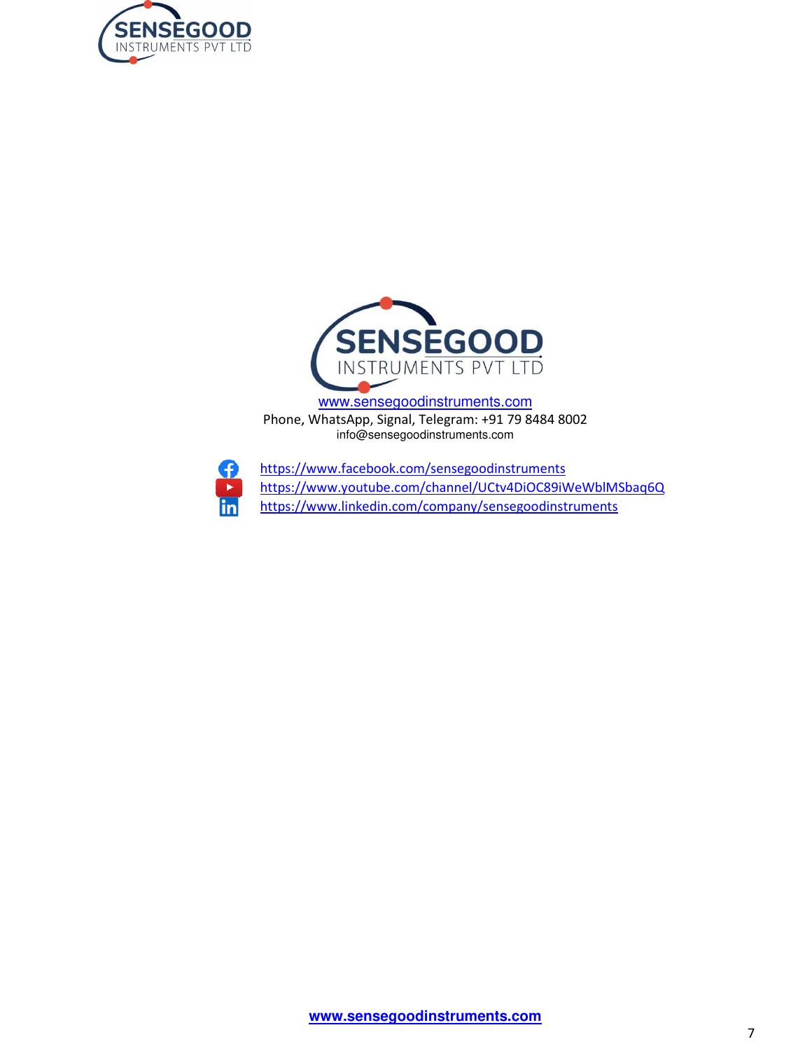SENSEGOOD INSTRUMENTS PVT LTD

www.sensegoodinstruments.com

Phone, WhatsApp, Signal, Telegram: +91 79 8484 8002

info@sensegoodinstruments.com

https://www.facebook.com/sensegoodinstruments

https://www.youtube.com/channel/UCtv4DiOC89iWeWblMSbaq6Q

https://www.linkedin.com/company/sensegoodinstruments